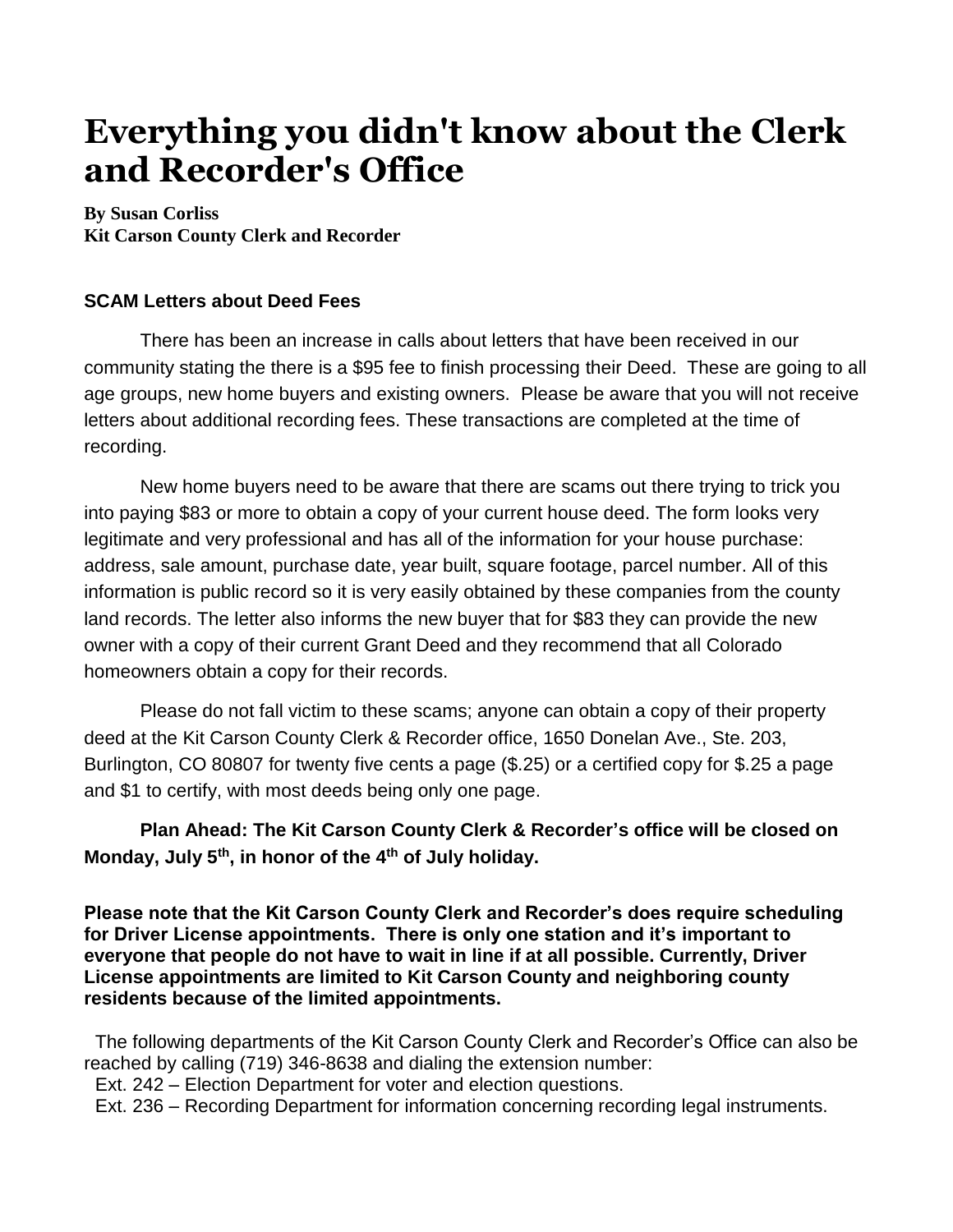# Everything you didn't know about the Clerk and Recorder's Office

**By Susan Corliss**
**Kit Carson County Clerk and Recorder**

**SCAM Letters about Deed Fees**

There has been an increase in calls about letters that have been received in our community stating the there is a $95 fee to finish processing their Deed. These are going to all age groups, new home buyers and existing owners. Please be aware that you will not receive letters about additional recording fees. These transactions are completed at the time of recording.

New home buyers need to be aware that there are scams out there trying to trick you into paying $83 or more to obtain a copy of your current house deed. The form looks very legitimate and very professional and has all of the information for your house purchase: address, sale amount, purchase date, year built, square footage, parcel number. All of this information is public record so it is very easily obtained by these companies from the county land records. The letter also informs the new buyer that for $83 they can provide the new owner with a copy of their current Grant Deed and they recommend that all Colorado homeowners obtain a copy for their records.

Please do not fall victim to these scams; anyone can obtain a copy of their property deed at the Kit Carson County Clerk & Recorder office, 1650 Donelan Ave., Ste. 203, Burlington, CO 80807 for twenty five cents a page ($.25) or a certified copy for $.25 a page and $1 to certify, with most deeds being only one page.

**Plan Ahead: The Kit Carson County Clerk & Recorder's office will be closed on Monday, July 5th, in honor of the 4th of July holiday.**

**Please note that the Kit Carson County Clerk and Recorder's does require scheduling for Driver License appointments. There is only one station and it's important to everyone that people do not have to wait in line if at all possible. Currently, Driver License appointments are limited to Kit Carson County and neighboring county residents because of the limited appointments.**

The following departments of the Kit Carson County Clerk and Recorder's Office can also be reached by calling (719) 346-8638 and dialing the extension number:

Ext. 242 – Election Department for voter and election questions.
Ext. 236 – Recording Department for information concerning recording legal instruments.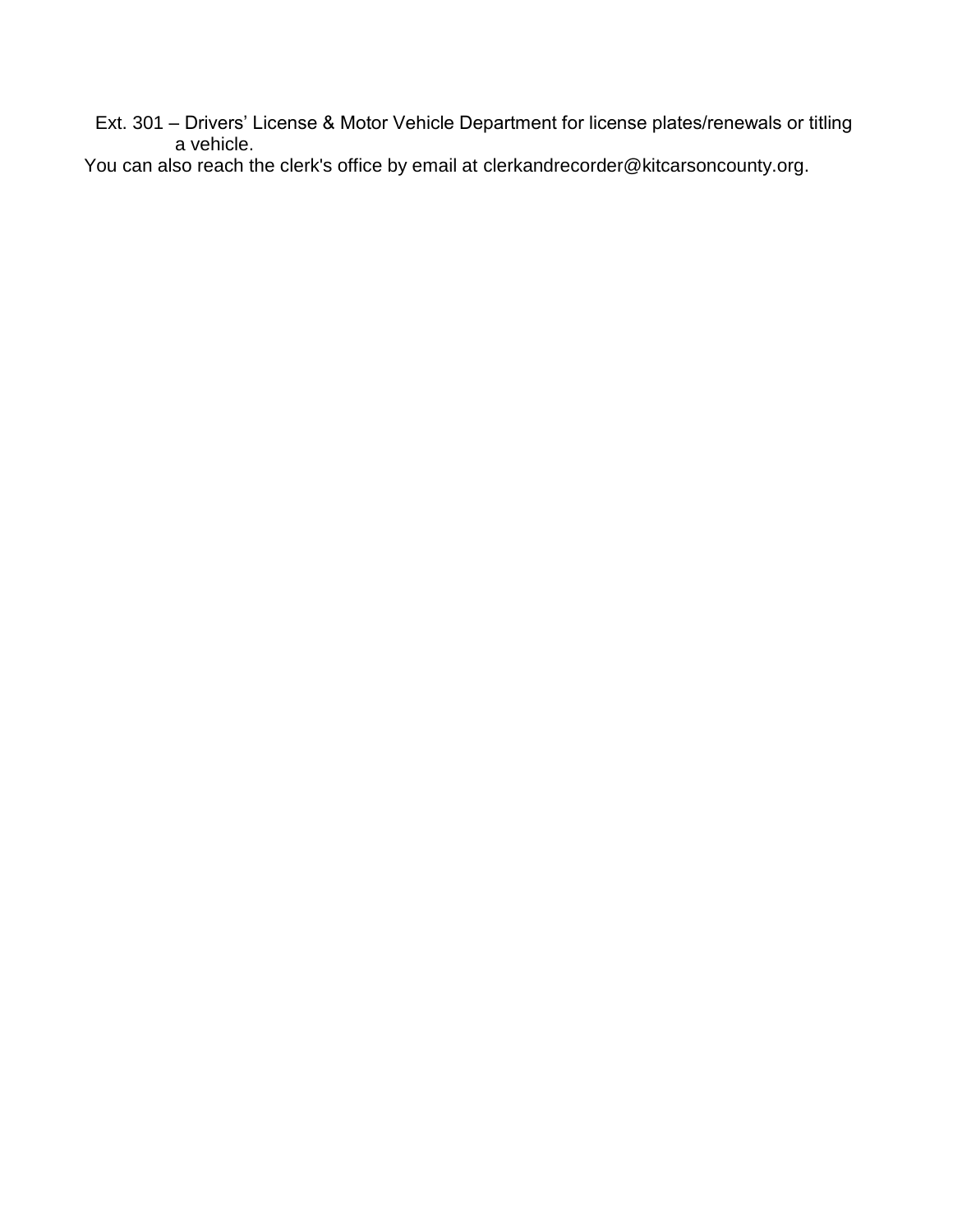Ext. 301 – Drivers' License & Motor Vehicle Department for license plates/renewals or titling a vehicle.

You can also reach the clerk's office by email at clerkandrecorder@kitcarsoncounty.org.